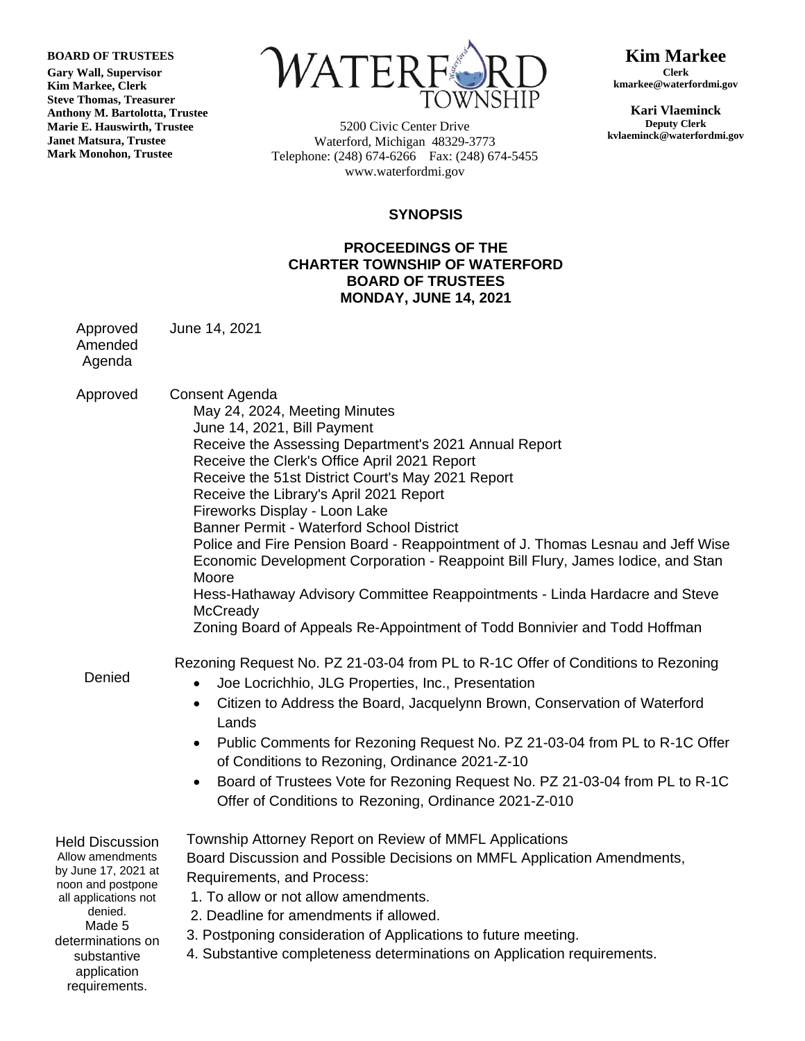**BOARD OF TRUSTEES**
**Gary Wall, Supervisor**
**Kim Markee, Clerk**
**Steve Thomas, Treasurer**
**Anthony M. Bartolotta, Trustee**
**Marie E. Hauswirth, Trustee**
**Janet Matsura, Trustee**
**Mark Monohon, Trustee**

WATERFORD TOWNSHIP

5200 Civic Center Drive
Waterford, Michigan 48329-3773
Telephone: (248) 674-6266 Fax: (248) 674-5455
www.waterfordmi.gov

**Kim Markee**
**Clerk**
**kmarkee@waterfordmi.gov**

**Kari Vlaeminck**
**Deputy Clerk**
**kvlaeminck@waterfordmi.gov**

## SYNOPSIS

### PROCEEDINGS OF THE CHARTER TOWNSHIP OF WATERFORD BOARD OF TRUSTEES MONDAY, JUNE 14, 2021

| | |
|---|---|
| Approved Amended Agenda | June 14, 2021 |
| Approved | Consent Agenda<br>May 24, 2024, Meeting Minutes<br>June 14, 2021, Bill Payment<br>Receive the Assessing Department's 2021 Annual Report<br>Receive the Clerk's Office April 2021 Report<br>Receive the 51st District Court's May 2021 Report<br>Receive the Library's April 2021 Report<br>Fireworks Display - Loon Lake<br>Banner Permit - Waterford School District<br>Police and Fire Pension Board - Reappointment of J. Thomas Lesnau and Jeff Wise<br>Economic Development Corporation - Reappoint Bill Flury, James Iodice, and Stan Moore<br>Hess-Hathaway Advisory Committee Reappointments - Linda Hardacre and Steve McCready<br>Zoning Board of Appeals Re-Appointment of Todd Bonnivier and Todd Hoffman |
| Denied | Rezoning Request No. PZ 21-03-04 from PL to R-1C Offer of Conditions to Rezoning<br>• Joe Locrichhio, JLG Properties, Inc., Presentation<br>• Citizen to Address the Board, Jacquelynn Brown, Conservation of Waterford Lands<br>• Public Comments for Rezoning Request No. PZ 21-03-04 from PL to R-1C Offer of Conditions to Rezoning, Ordinance 2021-Z-10<br>• Board of Trustees Vote for Rezoning Request No. PZ 21-03-04 from PL to R-1C Offer of Conditions to Rezoning, Ordinance 2021-Z-010 |
| Held Discussion<br>Allow amendments by June 17, 2021 at noon and postpone all applications not denied.<br>Made 5 determinations on substantive application requirements. | Township Attorney Report on Review of MMFL Applications<br>Board Discussion and Possible Decisions on MMFL Application Amendments, Requirements, and Process:<br>1. To allow or not allow amendments.<br>2. Deadline for amendments if allowed.<br>3. Postponing consideration of Applications to future meeting.<br>4. Substantive completeness determinations on Application requirements. |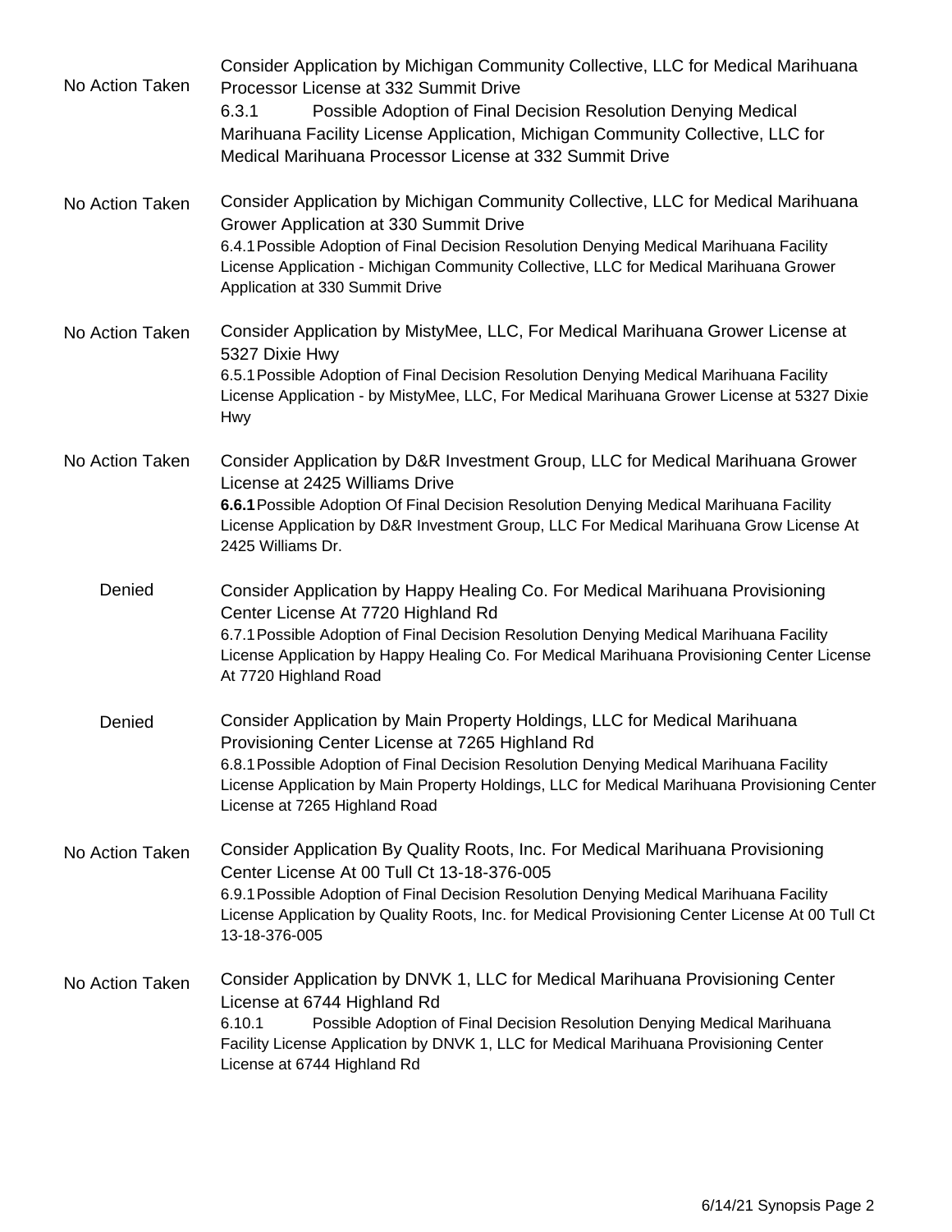| Action | Item |
| --- | --- |
| No Action Taken | Consider Application by Michigan Community Collective, LLC for Medical Marihuana Processor License at 332 Summit Drive<br>6.3.1 Possible Adoption of Final Decision Resolution Denying Medical Marihuana Facility License Application, Michigan Community Collective, LLC for Medical Marihuana Processor License at 332 Summit Drive |
| No Action Taken | Consider Application by Michigan Community Collective, LLC for Medical Marihuana Grower Application at 330 Summit Drive<br>6.4.1 Possible Adoption of Final Decision Resolution Denying Medical Marihuana Facility License Application - Michigan Community Collective, LLC for Medical Marihuana Grower Application at 330 Summit Drive |
| No Action Taken | Consider Application by MistyMee, LLC, For Medical Marihuana Grower License at 5327 Dixie Hwy<br>6.5.1 Possible Adoption of Final Decision Resolution Denying Medical Marihuana Facility License Application - by MistyMee, LLC, For Medical Marihuana Grower License at 5327 Dixie Hwy |
| No Action Taken | Consider Application by D&R Investment Group, LLC for Medical Marihuana Grower License at 2425 Williams Drive<br>**6.6.1** Possible Adoption Of Final Decision Resolution Denying Medical Marihuana Facility License Application by D&R Investment Group, LLC For Medical Marihuana Grow License At 2425 Williams Dr. |
| Denied | Consider Application by Happy Healing Co. For Medical Marihuana Provisioning Center License At 7720 Highland Rd<br>6.7.1 Possible Adoption of Final Decision Resolution Denying Medical Marihuana Facility License Application by Happy Healing Co. For Medical Marihuana Provisioning Center License At 7720 Highland Road |
| Denied | Consider Application by Main Property Holdings, LLC for Medical Marihuana Provisioning Center License at 7265 Highland Rd<br>6.8.1 Possible Adoption of Final Decision Resolution Denying Medical Marihuana Facility License Application by Main Property Holdings, LLC for Medical Marihuana Provisioning Center License at 7265 Highland Road |
| No Action Taken | Consider Application By Quality Roots, Inc. For Medical Marihuana Provisioning Center License At 00 Tull Ct 13-18-376-005<br>6.9.1 Possible Adoption of Final Decision Resolution Denying Medical Marihuana Facility License Application by Quality Roots, Inc. for Medical Provisioning Center License At 00 Tull Ct 13-18-376-005 |
| No Action Taken | Consider Application by DNVK 1, LLC for Medical Marihuana Provisioning Center License at 6744 Highland Rd<br>6.10.1 Possible Adoption of Final Decision Resolution Denying Medical Marihuana Facility License Application by DNVK 1, LLC for Medical Marihuana Provisioning Center License at 6744 Highland Rd |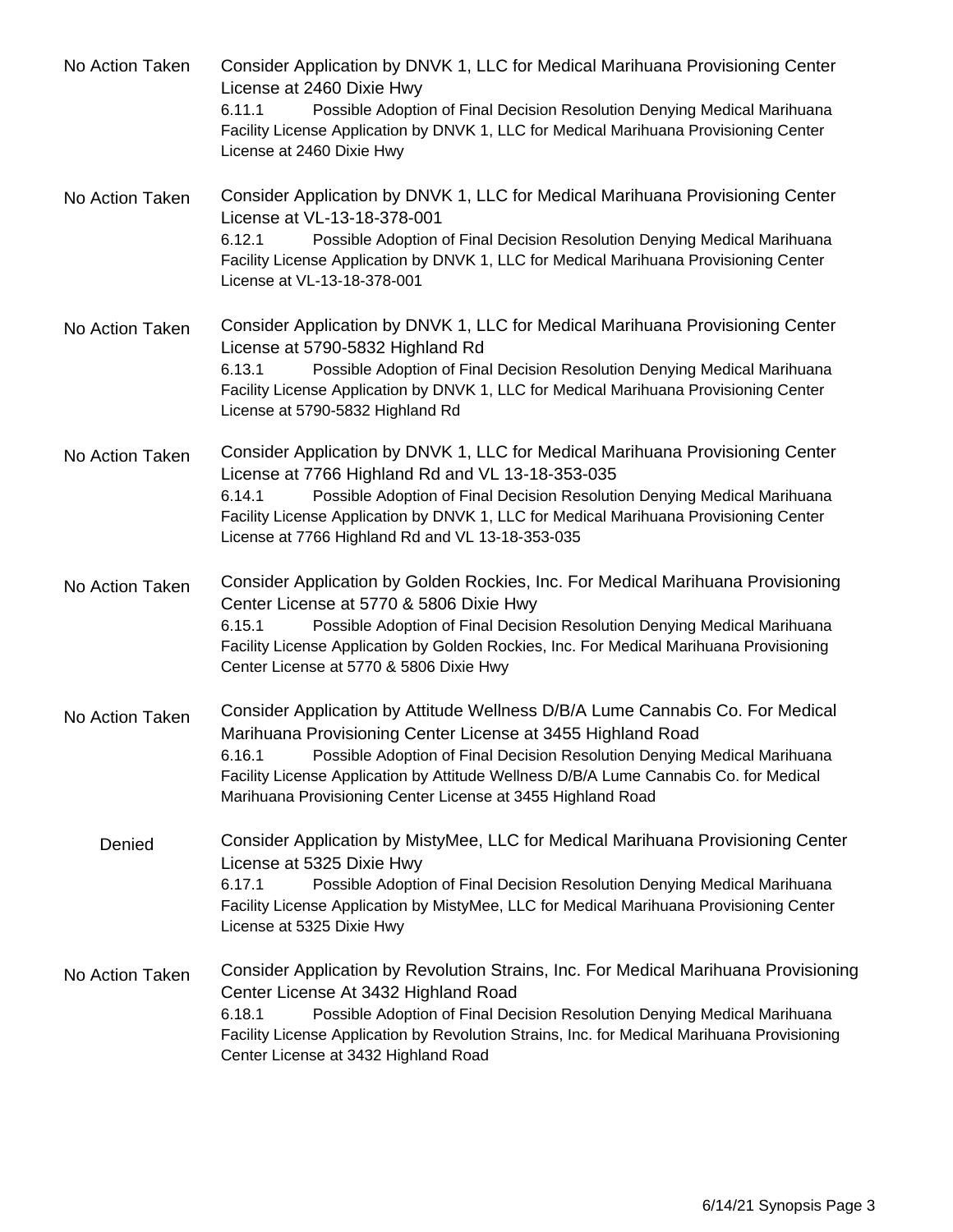| | |
|---|---|
| No Action Taken | Consider Application by DNVK 1, LLC for Medical Marihuana Provisioning Center License at 2460 Dixie Hwy<br>6.11.1 Possible Adoption of Final Decision Resolution Denying Medical Marihuana Facility License Application by DNVK 1, LLC for Medical Marihuana Provisioning Center License at 2460 Dixie Hwy |
| No Action Taken | Consider Application by DNVK 1, LLC for Medical Marihuana Provisioning Center License at VL-13-18-378-001<br>6.12.1 Possible Adoption of Final Decision Resolution Denying Medical Marihuana Facility License Application by DNVK 1, LLC for Medical Marihuana Provisioning Center License at VL-13-18-378-001 |
| No Action Taken | Consider Application by DNVK 1, LLC for Medical Marihuana Provisioning Center License at 5790-5832 Highland Rd<br>6.13.1 Possible Adoption of Final Decision Resolution Denying Medical Marihuana Facility License Application by DNVK 1, LLC for Medical Marihuana Provisioning Center License at 5790-5832 Highland Rd |
| No Action Taken | Consider Application by DNVK 1, LLC for Medical Marihuana Provisioning Center License at 7766 Highland Rd and VL 13-18-353-035<br>6.14.1 Possible Adoption of Final Decision Resolution Denying Medical Marihuana Facility License Application by DNVK 1, LLC for Medical Marihuana Provisioning Center License at 7766 Highland Rd and VL 13-18-353-035 |
| No Action Taken | Consider Application by Golden Rockies, Inc. For Medical Marihuana Provisioning Center License at 5770 & 5806 Dixie Hwy<br>6.15.1 Possible Adoption of Final Decision Resolution Denying Medical Marihuana Facility License Application by Golden Rockies, Inc. For Medical Marihuana Provisioning Center License at 5770 & 5806 Dixie Hwy |
| No Action Taken | Consider Application by Attitude Wellness D/B/A Lume Cannabis Co. For Medical Marihuana Provisioning Center License at 3455 Highland Road<br>6.16.1 Possible Adoption of Final Decision Resolution Denying Medical Marihuana Facility License Application by Attitude Wellness D/B/A Lume Cannabis Co. for Medical Marihuana Provisioning Center License at 3455 Highland Road |
| Denied | Consider Application by MistyMee, LLC for Medical Marihuana Provisioning Center License at 5325 Dixie Hwy<br>6.17.1 Possible Adoption of Final Decision Resolution Denying Medical Marihuana Facility License Application by MistyMee, LLC for Medical Marihuana Provisioning Center License at 5325 Dixie Hwy |
| No Action Taken | Consider Application by Revolution Strains, Inc. For Medical Marihuana Provisioning Center License At 3432 Highland Road<br>6.18.1 Possible Adoption of Final Decision Resolution Denying Medical Marihuana Facility License Application by Revolution Strains, Inc. for Medical Marihuana Provisioning Center License at 3432 Highland Road |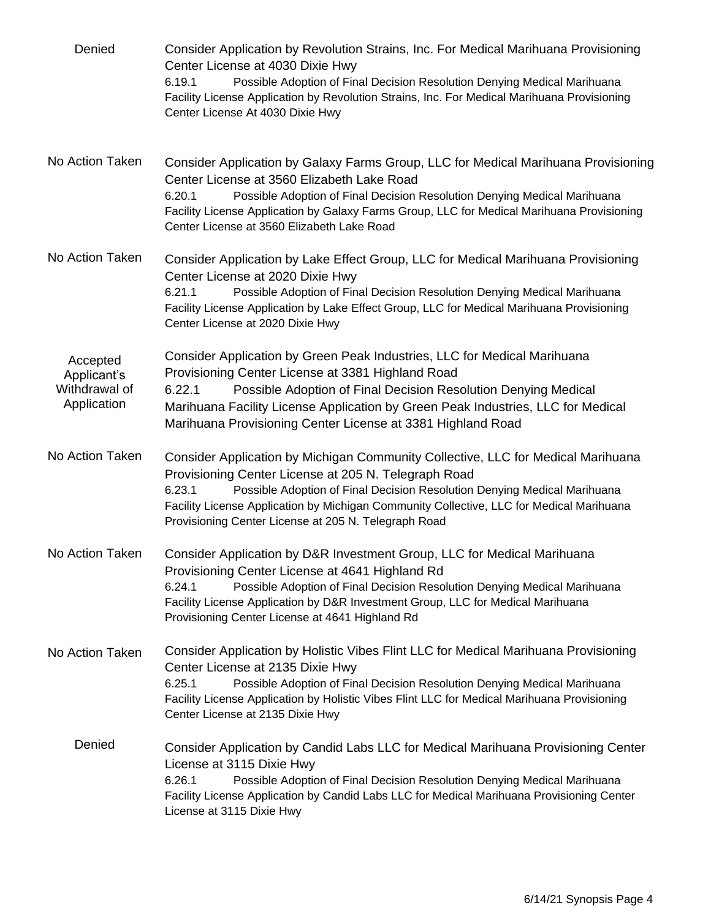| Action | Item |
| --- | --- |
| Denied | Consider Application by Revolution Strains, Inc. For Medical Marihuana Provisioning Center License at 4030 Dixie Hwy<br>6.19.1 Possible Adoption of Final Decision Resolution Denying Medical Marihuana Facility License Application by Revolution Strains, Inc. For Medical Marihuana Provisioning Center License At 4030 Dixie Hwy |
| No Action Taken | Consider Application by Galaxy Farms Group, LLC for Medical Marihuana Provisioning Center License at 3560 Elizabeth Lake Road<br>6.20.1 Possible Adoption of Final Decision Resolution Denying Medical Marihuana Facility License Application by Galaxy Farms Group, LLC for Medical Marihuana Provisioning Center License at 3560 Elizabeth Lake Road |
| No Action Taken | Consider Application by Lake Effect Group, LLC for Medical Marihuana Provisioning Center License at 2020 Dixie Hwy<br>6.21.1 Possible Adoption of Final Decision Resolution Denying Medical Marihuana Facility License Application by Lake Effect Group, LLC for Medical Marihuana Provisioning Center License at 2020 Dixie Hwy |
| Accepted Applicant's Withdrawal of Application | Consider Application by Green Peak Industries, LLC for Medical Marihuana Provisioning Center License at 3381 Highland Road<br>6.22.1 Possible Adoption of Final Decision Resolution Denying Medical Marihuana Facility License Application by Green Peak Industries, LLC for Medical Marihuana Provisioning Center License at 3381 Highland Road |
| No Action Taken | Consider Application by Michigan Community Collective, LLC for Medical Marihuana Provisioning Center License at 205 N. Telegraph Road<br>6.23.1 Possible Adoption of Final Decision Resolution Denying Medical Marihuana Facility License Application by Michigan Community Collective, LLC for Medical Marihuana Provisioning Center License at 205 N. Telegraph Road |
| No Action Taken | Consider Application by D&R Investment Group, LLC for Medical Marihuana Provisioning Center License at 4641 Highland Rd<br>6.24.1 Possible Adoption of Final Decision Resolution Denying Medical Marihuana Facility License Application by D&R Investment Group, LLC for Medical Marihuana Provisioning Center License at 4641 Highland Rd |
| No Action Taken | Consider Application by Holistic Vibes Flint LLC for Medical Marihuana Provisioning Center License at 2135 Dixie Hwy<br>6.25.1 Possible Adoption of Final Decision Resolution Denying Medical Marihuana Facility License Application by Holistic Vibes Flint LLC for Medical Marihuana Provisioning Center License at 2135 Dixie Hwy |
| Denied | Consider Application by Candid Labs LLC for Medical Marihuana Provisioning Center License at 3115 Dixie Hwy<br>6.26.1 Possible Adoption of Final Decision Resolution Denying Medical Marihuana Facility License Application by Candid Labs LLC for Medical Marihuana Provisioning Center License at 3115 Dixie Hwy |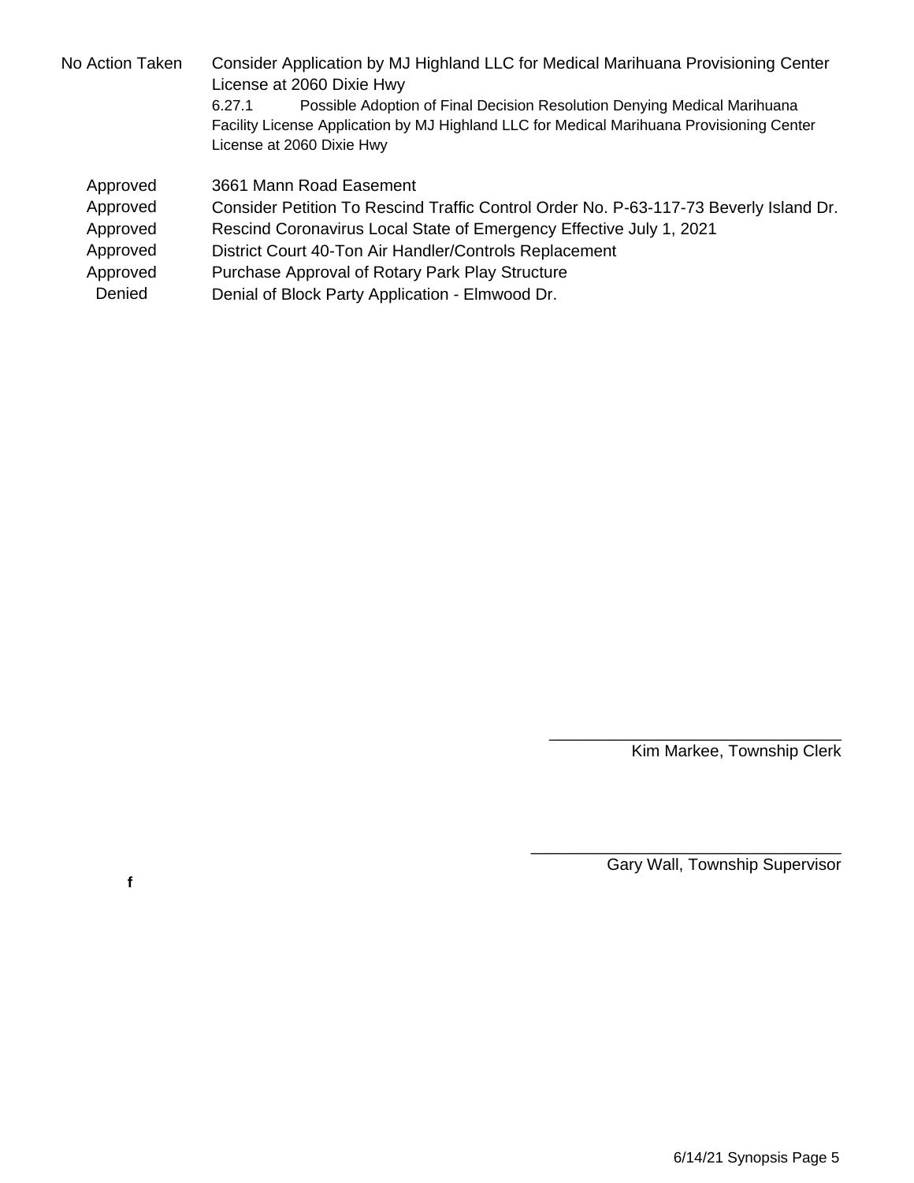| | |
|---|---|
| No Action Taken | Consider Application by MJ Highland LLC for Medical Marihuana Provisioning Center License at 2060 Dixie Hwy<br>6.27.1 Possible Adoption of Final Decision Resolution Denying Medical Marihuana Facility License Application by MJ Highland LLC for Medical Marihuana Provisioning Center License at 2060 Dixie Hwy |
| Approved | 3661 Mann Road Easement |
| Approved | Consider Petition To Rescind Traffic Control Order No. P-63-117-73 Beverly Island Dr. |
| Approved | Rescind Coronavirus Local State of Emergency Effective July 1, 2021 |
| Approved | District Court 40-Ton Air Handler/Controls Replacement |
| Approved | Purchase Approval of Rotary Park Play Structure |
| Denied | Denial of Block Party Application - Elmwood Dr. |

\_\_\_\_\_\_\_\_\_\_\_\_\_\_\_\_\_\_\_\_\_\_\_\_\_\_\_\_\_\_\_\_
Kim Markee, Township Clerk

\_\_\_\_\_\_\_\_\_\_\_\_\_\_\_\_\_\_\_\_\_\_\_\_\_\_\_\_\_\_\_\_
Gary Wall, Township Supervisor

f